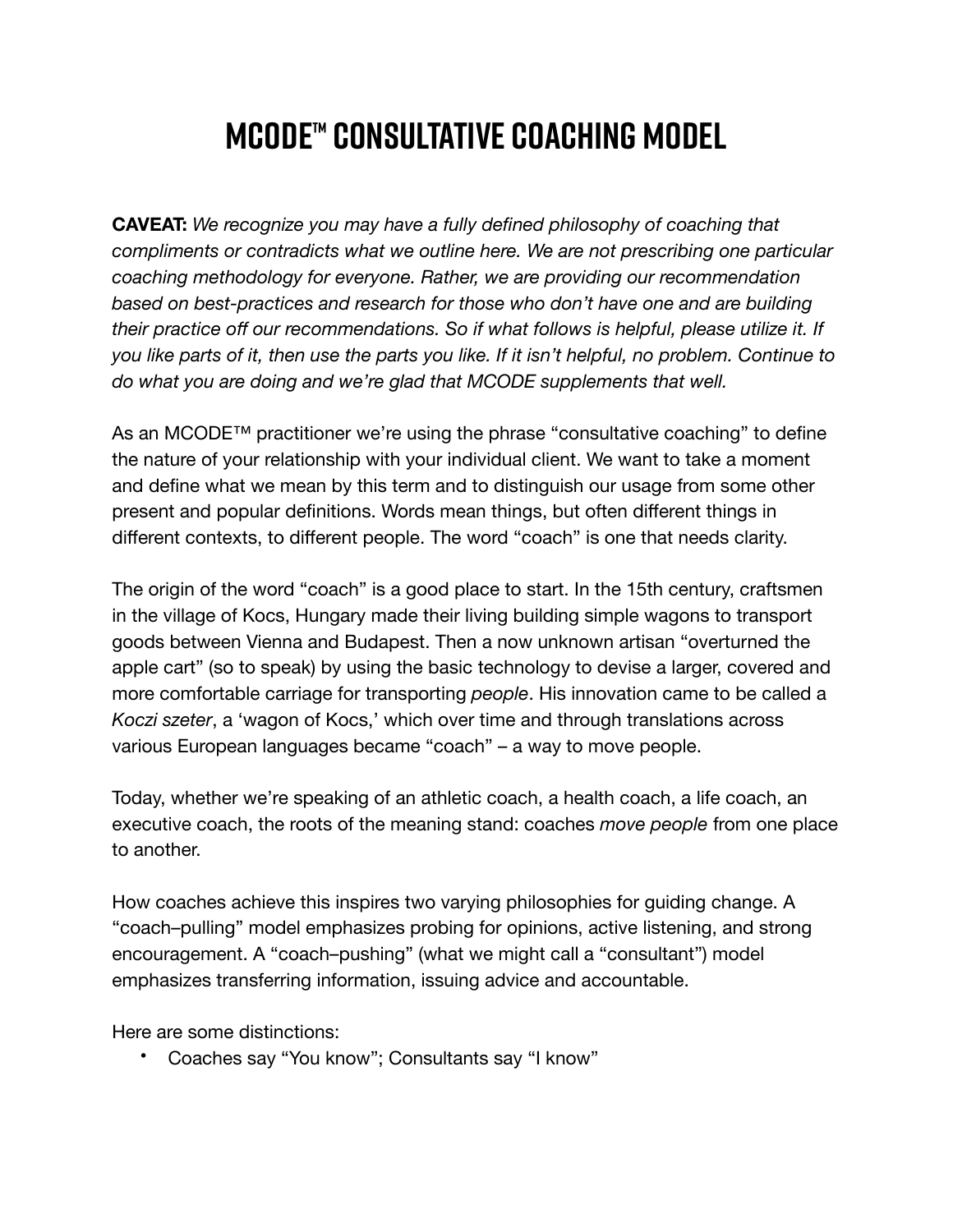# MCODE™ Consultative Coaching Model

**CAVEAT:** *We recognize you may have a fully defined philosophy of coaching that compliments or contradicts what we outline here. We are not prescribing one particular coaching methodology for everyone. Rather, we are providing our recommendation based on best-practices and research for those who don't have one and are building their practice off our recommendations. So if what follows is helpful, please utilize it. If you like parts of it, then use the parts you like. If it isn't helpful, no problem. Continue to do what you are doing and we're glad that MCODE supplements that well.*

As an MCODE™ practitioner we're using the phrase "consultative coaching" to define the nature of your relationship with your individual client. We want to take a moment and define what we mean by this term and to distinguish our usage from some other present and popular definitions. Words mean things, but often different things in different contexts, to different people. The word "coach" is one that needs clarity.

The origin of the word "coach" is a good place to start. In the 15th century, craftsmen in the village of Kocs, Hungary made their living building simple wagons to transport goods between Vienna and Budapest. Then a now unknown artisan "overturned the apple cart" (so to speak) by using the basic technology to devise a larger, covered and more comfortable carriage for transporting *people*. His innovation came to be called a *Koczi szeter*, a 'wagon of Kocs,' which over time and through translations across various European languages became "coach" – a way to move people.

Today, whether we're speaking of an athletic coach, a health coach, a life coach, an executive coach, the roots of the meaning stand: coaches *move people* from one place to another.

How coaches achieve this inspires two varying philosophies for guiding change. A "coach–pulling" model emphasizes probing for opinions, active listening, and strong encouragement. A "coach–pushing" (what we might call a "consultant") model emphasizes transferring information, issuing advice and accountable.

Here are some distinctions:

- Coaches say "You know"; Consultants say "I know"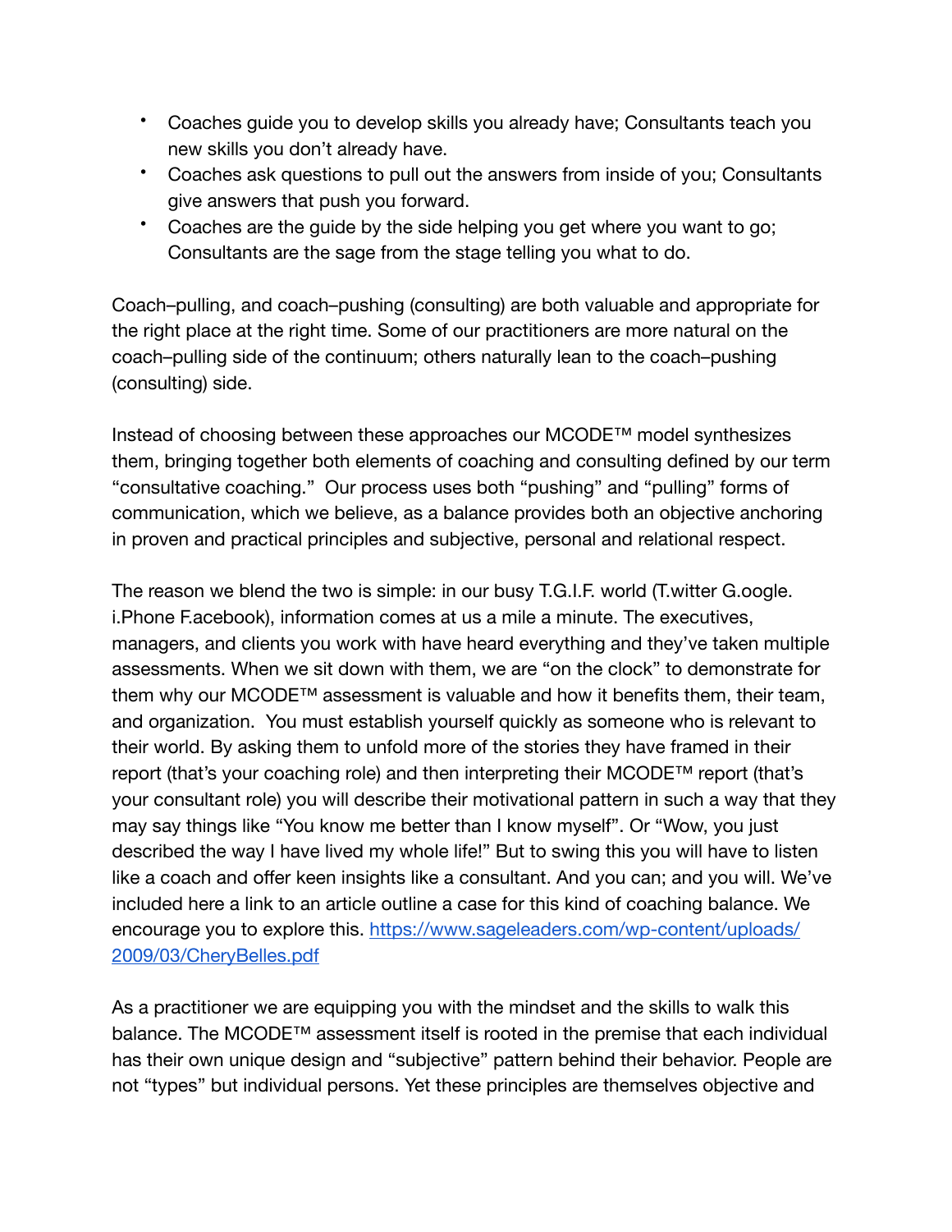- Coaches guide you to develop skills you already have; Consultants teach you new skills you don't already have.
- Coaches ask questions to pull out the answers from inside of you; Consultants give answers that push you forward.
- Coaches are the guide by the side helping you get where you want to go; Consultants are the sage from the stage telling you what to do.

Coach–pulling, and coach–pushing (consulting) are both valuable and appropriate for the right place at the right time. Some of our practitioners are more natural on the coach–pulling side of the continuum; others naturally lean to the coach–pushing (consulting) side.

Instead of choosing between these approaches our MCODE™ model synthesizes them, bringing together both elements of coaching and consulting defined by our term "consultative coaching." Our process uses both "pushing" and "pulling" forms of communication, which we believe, as a balance provides both an objective anchoring in proven and practical principles and subjective, personal and relational respect.

The reason we blend the two is simple: in our busy T.G.I.F. world (T.witter G.oogle. i.Phone F.acebook), information comes at us a mile a minute. The executives, managers, and clients you work with have heard everything and they've taken multiple assessments. When we sit down with them, we are "on the clock" to demonstrate for them why our MCODE™ assessment is valuable and how it benefits them, their team, and organization. You must establish yourself quickly as someone who is relevant to their world. By asking them to unfold more of the stories they have framed in their report (that's your coaching role) and then interpreting their MCODE™ report (that's your consultant role) you will describe their motivational pattern in such a way that they may say things like "You know me better than I know myself". Or "Wow, you just described the way I have lived my whole life!" But to swing this you will have to listen like a coach and offer keen insights like a consultant. And you can; and you will. We've included here a link to an article outline a case for this kind of coaching balance. We encourage you to explore this. [https://www.sageleaders.com/wp-content/uploads/2009/03/CheryBelles.pdf](https://www.sageleaders.com/wp-content/uploads/2009/03/CheryBelles.pdf)

As a practitioner we are equipping you with the mindset and the skills to walk this balance. The MCODE™ assessment itself is rooted in the premise that each individual has their own unique design and "subjective" pattern behind their behavior. People are not "types" but individual persons. Yet these principles are themselves objective and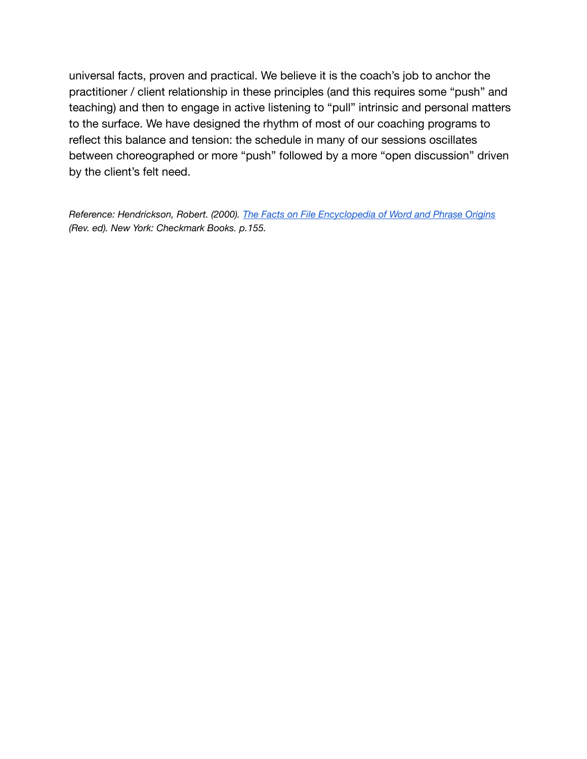universal facts, proven and practical. We believe it is the coach's job to anchor the practitioner / client relationship in these principles (and this requires some "push" and teaching) and then to engage in active listening to "pull" intrinsic and personal matters to the surface. We have designed the rhythm of most of our coaching programs to reflect this balance and tension: the schedule in many of our sessions oscillates between choreographed or more "push" followed by a more "open discussion" driven by the client's felt need.

*Reference: Hendrickson, Robert. (2000). The Facts on File Encyclopedia of Word and Phrase Origins (Rev. ed). New York: Checkmark Books. p.155.*